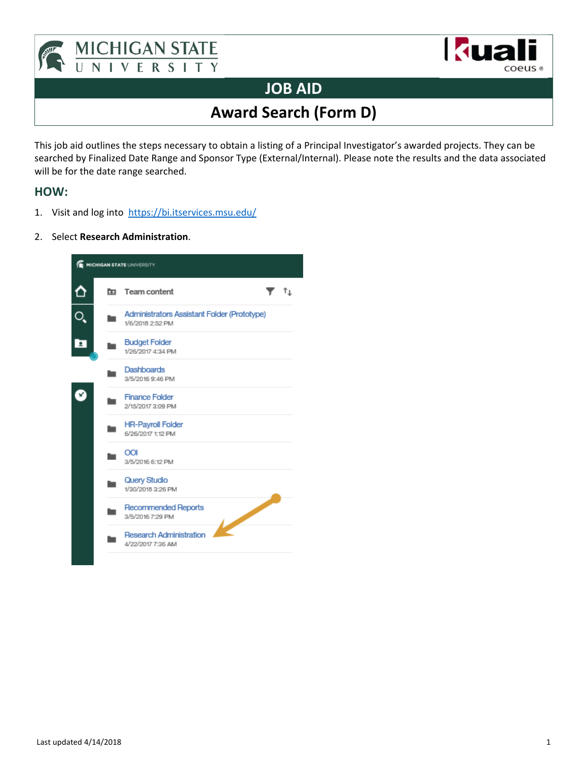# JOB AID

## Award Search (Form D)

This job aid outlines the steps necessary to obtain a listing of a Principal Investigator's awarded projects. They can be searched by Finalized Date Range and Sponsor Type (External/Internal). Please note the results and the data associated will be for the date range searched.

### HOW:

1. Visit and log into [https://bi.itservices.msu.edu/](https://bi.itservices.msu.edu/)

2. Select **Research Administration**.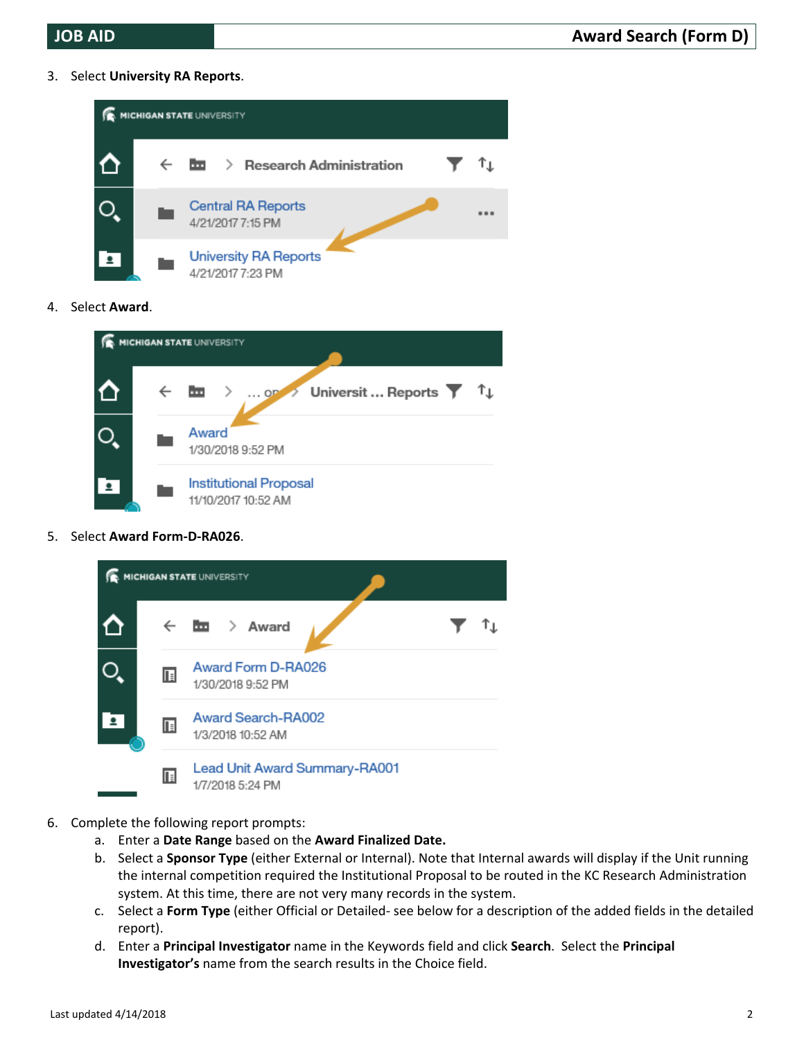3. Select **University RA Reports**.

4. Select **Award**.

5. Select **Award Form-D-RA026**.

6. Complete the following report prompts:
   a. Enter a **Date Range** based on the **Award Finalized Date.**
   b. Select a **Sponsor Type** (either External or Internal). Note that Internal awards will display if the Unit running the internal competition required the Institutional Proposal to be routed in the KC Research Administration system. At this time, there are not very many records in the system.
   c. Select a **Form Type** (either Official or Detailed- see below for a description of the added fields in the detailed report).
   d. Enter a **Principal Investigator** name in the Keywords field and click **Search**. Select the **Principal Investigator's** name from the search results in the Choice field.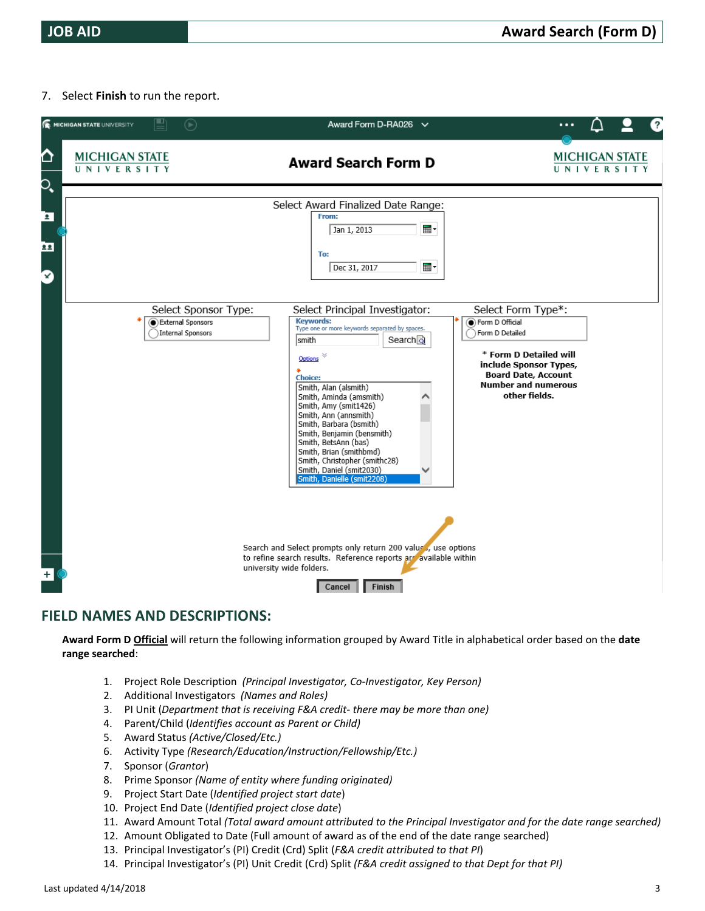7. Select **Finish** to run the report.

## FIELD NAMES AND DESCRIPTIONS:

**Award Form D Official** will return the following information grouped by Award Title in alphabetical order based on the **date range searched**:

1. Project Role Description *(Principal Investigator, Co-Investigator, Key Person)*
2. Additional Investigators *(Names and Roles)*
3. PI Unit (*Department that is receiving F&A credit- there may be more than one)*
4. Parent/Child (*Identifies account as Parent or Child)*
5. Award Status *(Active/Closed/Etc.)*
6. Activity Type *(Research/Education/Instruction/Fellowship/Etc.)*
7. Sponsor (*Grantor*)
8. Prime Sponsor *(Name of entity where funding originated)*
9. Project Start Date (*Identified project start date*)
10. Project End Date (*Identified project close date*)
11. Award Amount Total *(Total award amount attributed to the Principal Investigator and for the date range searched)*
12. Amount Obligated to Date (Full amount of award as of the end of the date range searched)
13. Principal Investigator's (PI) Credit (Crd) Split (*F&A credit attributed to that PI*)
14. Principal Investigator's (PI) Unit Credit (Crd) Split *(F&A credit assigned to that Dept for that PI)*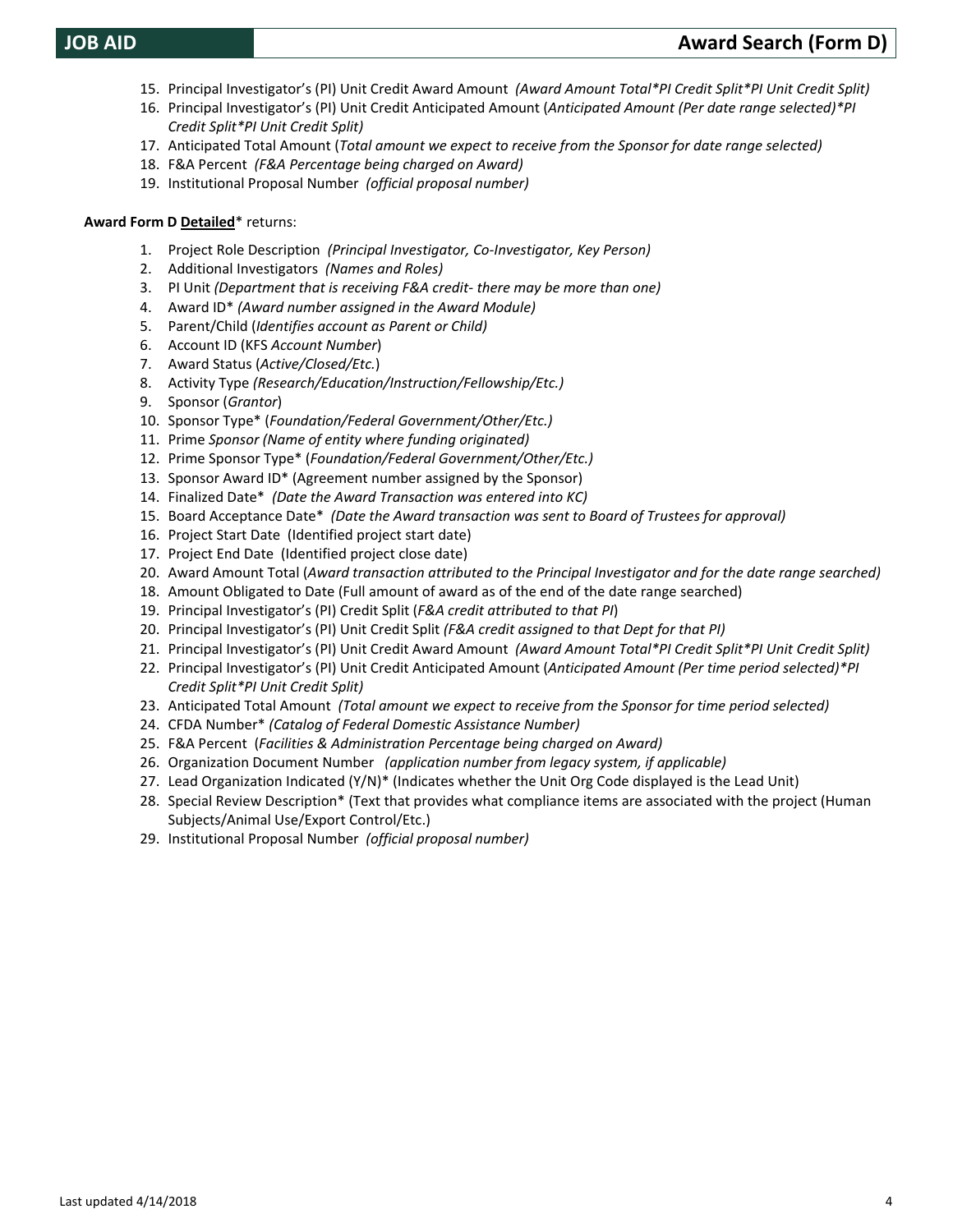15. Principal Investigator's (PI) Unit Credit Award Amount *(Award Amount Total*PI Credit Split*PI Unit Credit Split)*
16. Principal Investigator's (PI) Unit Credit Anticipated Amount (*Anticipated Amount (Per date range selected)*PI Credit Split*PI Unit Credit Split)*
17. Anticipated Total Amount (*Total amount we expect to receive from the Sponsor for date range selected)*
18. F&A Percent *(F&A Percentage being charged on Award)*
19. Institutional Proposal Number *(official proposal number)*

**Award Form D <u>Detailed</u>*** returns:

1. Project Role Description *(Principal Investigator, Co-Investigator, Key Person)*
2. Additional Investigators *(Names and Roles)*
3. PI Unit *(Department that is receiving F&A credit- there may be more than one)*
4. Award ID* *(Award number assigned in the Award Module)*
5. Parent/Child (*Identifies account as Parent or Child)*
6. Account ID (KFS *Account Number*)
7. Award Status (*Active/Closed/Etc.*)
8. Activity Type *(Research/Education/Instruction/Fellowship/Etc.)*
9. Sponsor (*Grantor*)
10. Sponsor Type* (*Foundation/Federal Government/Other/Etc.)*
11. Prime *Sponsor (Name of entity where funding originated)*
12. Prime Sponsor Type* (*Foundation/Federal Government/Other/Etc.)*
13. Sponsor Award ID* (Agreement number assigned by the Sponsor)
14. Finalized Date* *(Date the Award Transaction was entered into KC)*
15. Board Acceptance Date* *(Date the Award transaction was sent to Board of Trustees for approval)*
16. Project Start Date (Identified project start date)
17. Project End Date (Identified project close date)
20. Award Amount Total (*Award transaction attributed to the Principal Investigator and for the date range searched)*
18. Amount Obligated to Date (Full amount of award as of the end of the date range searched)
19. Principal Investigator's (PI) Credit Split (*F&A credit attributed to that PI*)
20. Principal Investigator's (PI) Unit Credit Split *(F&A credit assigned to that Dept for that PI)*
21. Principal Investigator's (PI) Unit Credit Award Amount *(Award Amount Total*PI Credit Split*PI Unit Credit Split)*
22. Principal Investigator's (PI) Unit Credit Anticipated Amount (*Anticipated Amount (Per time period selected)*PI Credit Split*PI Unit Credit Split)*
23. Anticipated Total Amount *(Total amount we expect to receive from the Sponsor for time period selected)*
24. CFDA Number* *(Catalog of Federal Domestic Assistance Number)*
25. F&A Percent (*Facilities & Administration Percentage being charged on Award)*
26. Organization Document Number *(application number from legacy system, if applicable)*
27. Lead Organization Indicated (Y/N)* (Indicates whether the Unit Org Code displayed is the Lead Unit)
28. Special Review Description* (Text that provides what compliance items are associated with the project (Human Subjects/Animal Use/Export Control/Etc.)
29. Institutional Proposal Number *(official proposal number)*